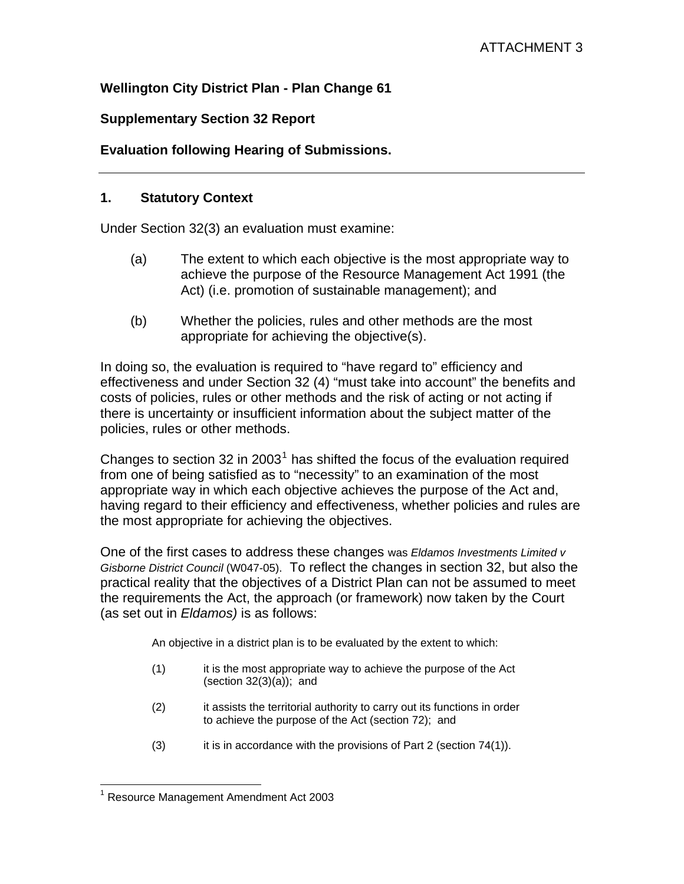ATTACHMENT 3

**Wellington City District Plan - Plan Change 61**

**Supplementary Section 32 Report**

**Evaluation following Hearing of Submissions.**

---

## 1. Statutory Context

Under Section 32(3) an evaluation must examine:

(a) The extent to which each objective is the most appropriate way to achieve the purpose of the Resource Management Act 1991 (the Act) (i.e. promotion of sustainable management); and

(b) Whether the policies, rules and other methods are the most appropriate for achieving the objective(s).

In doing so, the evaluation is required to "have regard to" efficiency and effectiveness and under Section 32 (4) "must take into account" the benefits and costs of policies, rules or other methods and the risk of acting or not acting if there is uncertainty or insufficient information about the subject matter of the policies, rules or other methods.

Changes to section 32 in 2003[1] has shifted the focus of the evaluation required from one of being satisfied as to "necessity" to an examination of the most appropriate way in which each objective achieves the purpose of the Act and, having regard to their efficiency and effectiveness, whether policies and rules are the most appropriate for achieving the objectives.

One of the first cases to address these changes was *Eldamos Investments Limited v Gisborne District Council* (W047-05). To reflect the changes in section 32, but also the practical reality that the objectives of a District Plan can not be assumed to meet the requirements the Act, the approach (or framework) now taken by the Court (as set out in *Eldamos)* is as follows:

> An objective in a district plan is to be evaluated by the extent to which:
>
> (1) it is the most appropriate way to achieve the purpose of the Act (section 32(3)(a)); and
>
> (2) it assists the territorial authority to carry out its functions in order to achieve the purpose of the Act (section 72); and
>
> (3) it is in accordance with the provisions of Part 2 (section 74(1)).

---

[1] Resource Management Amendment Act 2003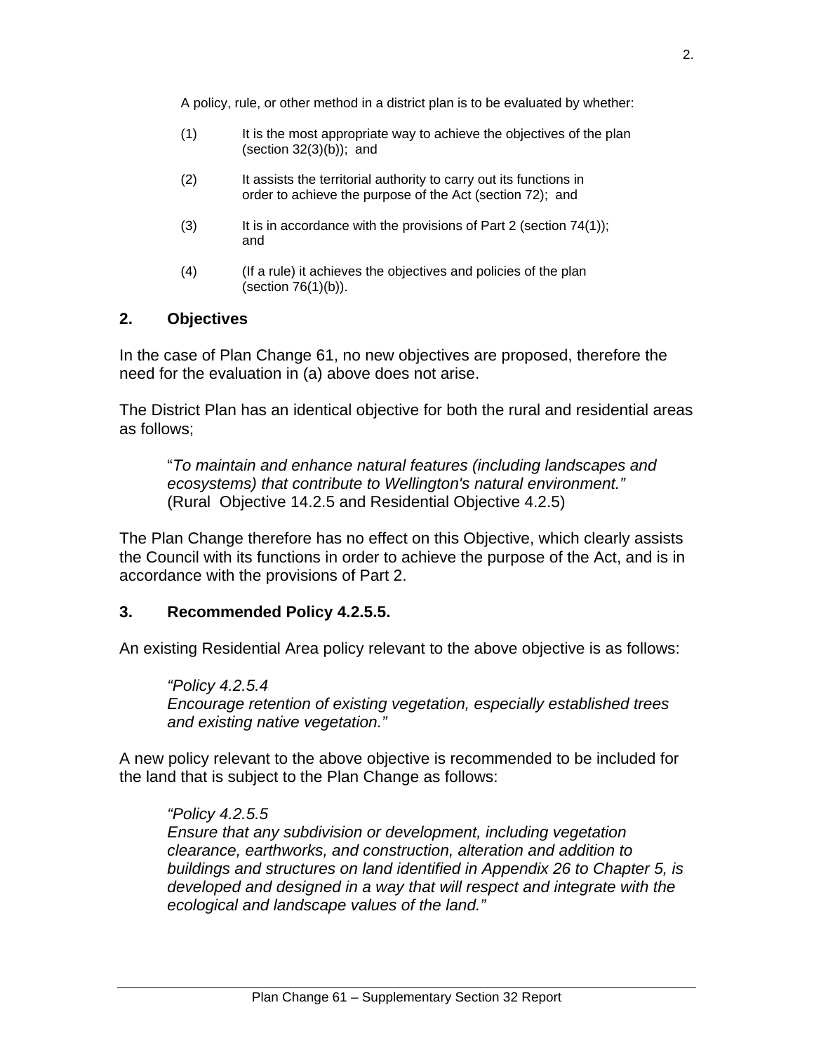A policy, rule, or other method in a district plan is to be evaluated by whether:

(1) It is the most appropriate way to achieve the objectives of the plan (section 32(3)(b)); and

(2) It assists the territorial authority to carry out its functions in order to achieve the purpose of the Act (section 72); and

(3) It is in accordance with the provisions of Part 2 (section 74(1)); and

(4) (If a rule) it achieves the objectives and policies of the plan (section 76(1)(b)).

## 2. Objectives

In the case of Plan Change 61, no new objectives are proposed, therefore the need for the evaluation in (a) above does not arise.

The District Plan has an identical objective for both the rural and residential areas as follows;

> "*To maintain and enhance natural features (including landscapes and ecosystems) that contribute to Wellington's natural environment."*
> (Rural Objective 14.2.5 and Residential Objective 4.2.5)

The Plan Change therefore has no effect on this Objective, which clearly assists the Council with its functions in order to achieve the purpose of the Act, and is in accordance with the provisions of Part 2.

## 3. Recommended Policy 4.2.5.5.

An existing Residential Area policy relevant to the above objective is as follows:

> *"Policy 4.2.5.4*
> *Encourage retention of existing vegetation, especially established trees and existing native vegetation."*

A new policy relevant to the above objective is recommended to be included for the land that is subject to the Plan Change as follows:

> *"Policy 4.2.5.5*
> *Ensure that any subdivision or development, including vegetation clearance, earthworks, and construction, alteration and addition to buildings and structures on land identified in Appendix 26 to Chapter 5, is developed and designed in a way that will respect and integrate with the ecological and landscape values of the land."*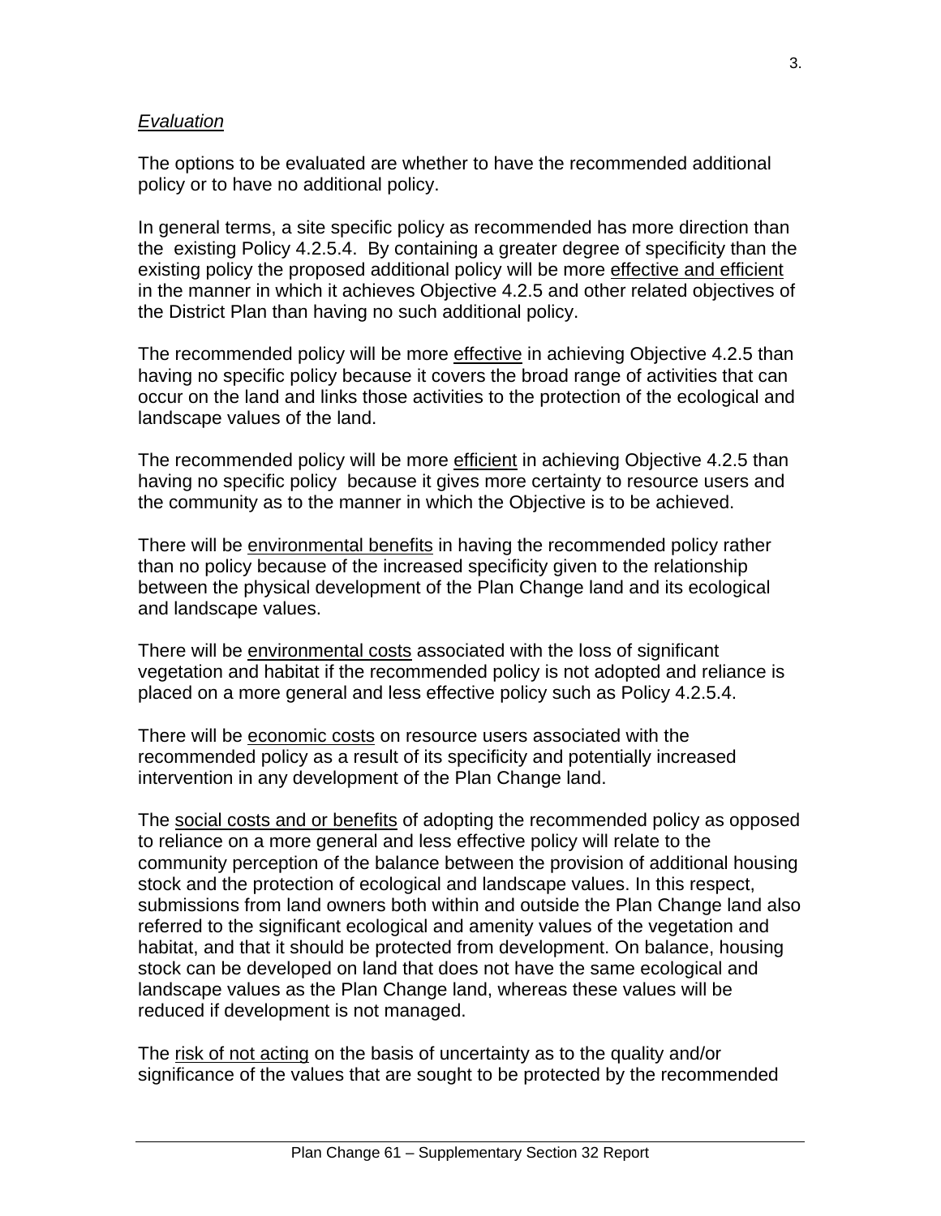*Evaluation*

The options to be evaluated are whether to have the recommended additional policy or to have no additional policy.

In general terms, a site specific policy as recommended has more direction than the existing Policy 4.2.5.4. By containing a greater degree of specificity than the existing policy the proposed additional policy will be more effective and efficient in the manner in which it achieves Objective 4.2.5 and other related objectives of the District Plan than having no such additional policy.

The recommended policy will be more effective in achieving Objective 4.2.5 than having no specific policy because it covers the broad range of activities that can occur on the land and links those activities to the protection of the ecological and landscape values of the land.

The recommended policy will be more efficient in achieving Objective 4.2.5 than having no specific policy because it gives more certainty to resource users and the community as to the manner in which the Objective is to be achieved.

There will be environmental benefits in having the recommended policy rather than no policy because of the increased specificity given to the relationship between the physical development of the Plan Change land and its ecological and landscape values.

There will be environmental costs associated with the loss of significant vegetation and habitat if the recommended policy is not adopted and reliance is placed on a more general and less effective policy such as Policy 4.2.5.4.

There will be economic costs on resource users associated with the recommended policy as a result of its specificity and potentially increased intervention in any development of the Plan Change land.

The social costs and or benefits of adopting the recommended policy as opposed to reliance on a more general and less effective policy will relate to the community perception of the balance between the provision of additional housing stock and the protection of ecological and landscape values. In this respect, submissions from land owners both within and outside the Plan Change land also referred to the significant ecological and amenity values of the vegetation and habitat, and that it should be protected from development. On balance, housing stock can be developed on land that does not have the same ecological and landscape values as the Plan Change land, whereas these values will be reduced if development is not managed.

The risk of not acting on the basis of uncertainty as to the quality and/or significance of the values that are sought to be protected by the recommended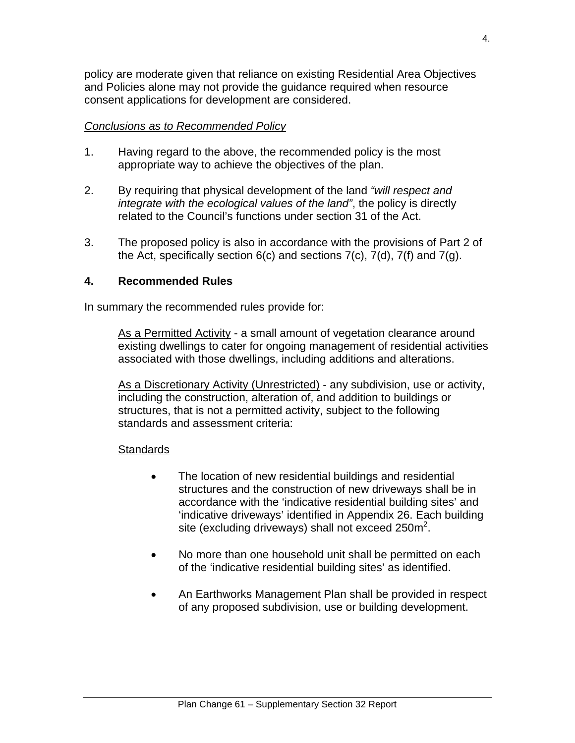policy are moderate given that reliance on existing Residential Area Objectives and Policies alone may not provide the guidance required when resource consent applications for development are considered.

*Conclusions as to Recommended Policy*

1. Having regard to the above, the recommended policy is the most appropriate way to achieve the objectives of the plan.

2. By requiring that physical development of the land *"will respect and integrate with the ecological values of the land"*, the policy is directly related to the Council's functions under section 31 of the Act.

3. The proposed policy is also in accordance with the provisions of Part 2 of the Act, specifically section 6(c) and sections 7(c), 7(d), 7(f) and 7(g).

## 4. Recommended Rules

In summary the recommended rules provide for:

<u>As a Permitted Activity</u> - a small amount of vegetation clearance around existing dwellings to cater for ongoing management of residential activities associated with those dwellings, including additions and alterations.

<u>As a Discretionary Activity (Unrestricted)</u> - any subdivision, use or activity, including the construction, alteration of, and addition to buildings or structures, that is not a permitted activity, subject to the following standards and assessment criteria:

<u>Standards</u>

- The location of new residential buildings and residential structures and the construction of new driveways shall be in accordance with the 'indicative residential building sites' and 'indicative driveways' identified in Appendix 26. Each building site (excluding driveways) shall not exceed 250m$^2$.

- No more than one household unit shall be permitted on each of the 'indicative residential building sites' as identified.

- An Earthworks Management Plan shall be provided in respect of any proposed subdivision, use or building development.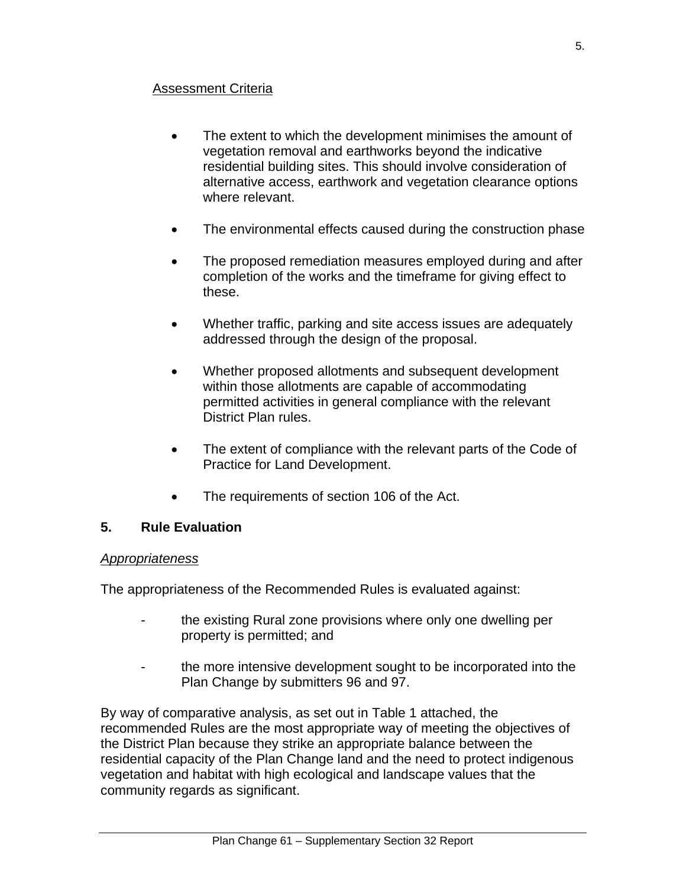<u>Assessment Criteria</u>

- The extent to which the development minimises the amount of vegetation removal and earthworks beyond the indicative residential building sites. This should involve consideration of alternative access, earthwork and vegetation clearance options where relevant.
- The environmental effects caused during the construction phase
- The proposed remediation measures employed during and after completion of the works and the timeframe for giving effect to these.
- Whether traffic, parking and site access issues are adequately addressed through the design of the proposal.
- Whether proposed allotments and subsequent development within those allotments are capable of accommodating permitted activities in general compliance with the relevant District Plan rules.
- The extent of compliance with the relevant parts of the Code of Practice for Land Development.
- The requirements of section 106 of the Act.

## 5. Rule Evaluation

*<u>Appropriateness</u>*

The appropriateness of the Recommended Rules is evaluated against:

- the existing Rural zone provisions where only one dwelling per property is permitted; and
- the more intensive development sought to be incorporated into the Plan Change by submitters 96 and 97.

By way of comparative analysis, as set out in Table 1 attached, the recommended Rules are the most appropriate way of meeting the objectives of the District Plan because they strike an appropriate balance between the residential capacity of the Plan Change land and the need to protect indigenous vegetation and habitat with high ecological and landscape values that the community regards as significant.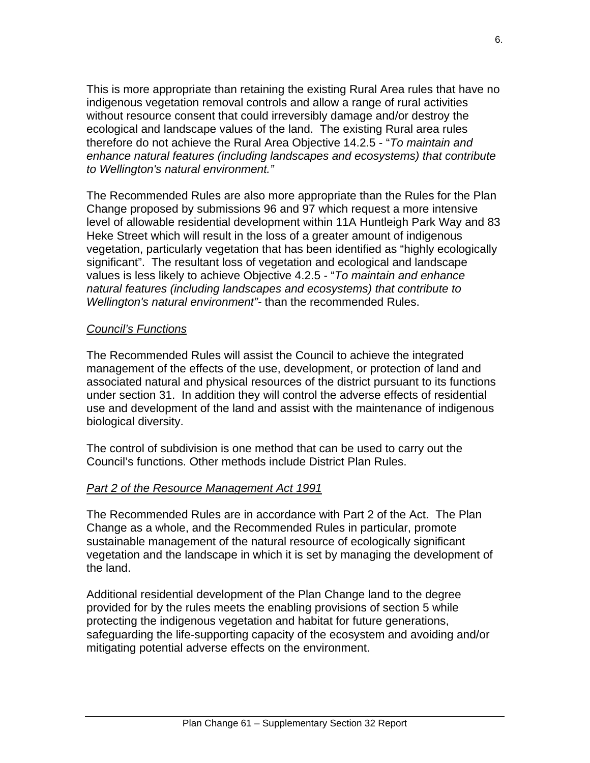This is more appropriate than retaining the existing Rural Area rules that have no indigenous vegetation removal controls and allow a range of rural activities without resource consent that could irreversibly damage and/or destroy the ecological and landscape values of the land. The existing Rural area rules therefore do not achieve the Rural Area Objective 14.2.5 - "*To maintain and enhance natural features (including landscapes and ecosystems) that contribute to Wellington's natural environment."*

The Recommended Rules are also more appropriate than the Rules for the Plan Change proposed by submissions 96 and 97 which request a more intensive level of allowable residential development within 11A Huntleigh Park Way and 83 Heke Street which will result in the loss of a greater amount of indigenous vegetation, particularly vegetation that has been identified as "highly ecologically significant". The resultant loss of vegetation and ecological and landscape values is less likely to achieve Objective 4.2.5 - "*To maintain and enhance natural features (including landscapes and ecosystems) that contribute to Wellington's natural environment"*- than the recommended Rules.

*Council's Functions*

The Recommended Rules will assist the Council to achieve the integrated management of the effects of the use, development, or protection of land and associated natural and physical resources of the district pursuant to its functions under section 31. In addition they will control the adverse effects of residential use and development of the land and assist with the maintenance of indigenous biological diversity.

The control of subdivision is one method that can be used to carry out the Council's functions. Other methods include District Plan Rules.

*Part 2 of the Resource Management Act 1991*

The Recommended Rules are in accordance with Part 2 of the Act. The Plan Change as a whole, and the Recommended Rules in particular, promote sustainable management of the natural resource of ecologically significant vegetation and the landscape in which it is set by managing the development of the land.

Additional residential development of the Plan Change land to the degree provided for by the rules meets the enabling provisions of section 5 while protecting the indigenous vegetation and habitat for future generations, safeguarding the life-supporting capacity of the ecosystem and avoiding and/or mitigating potential adverse effects on the environment.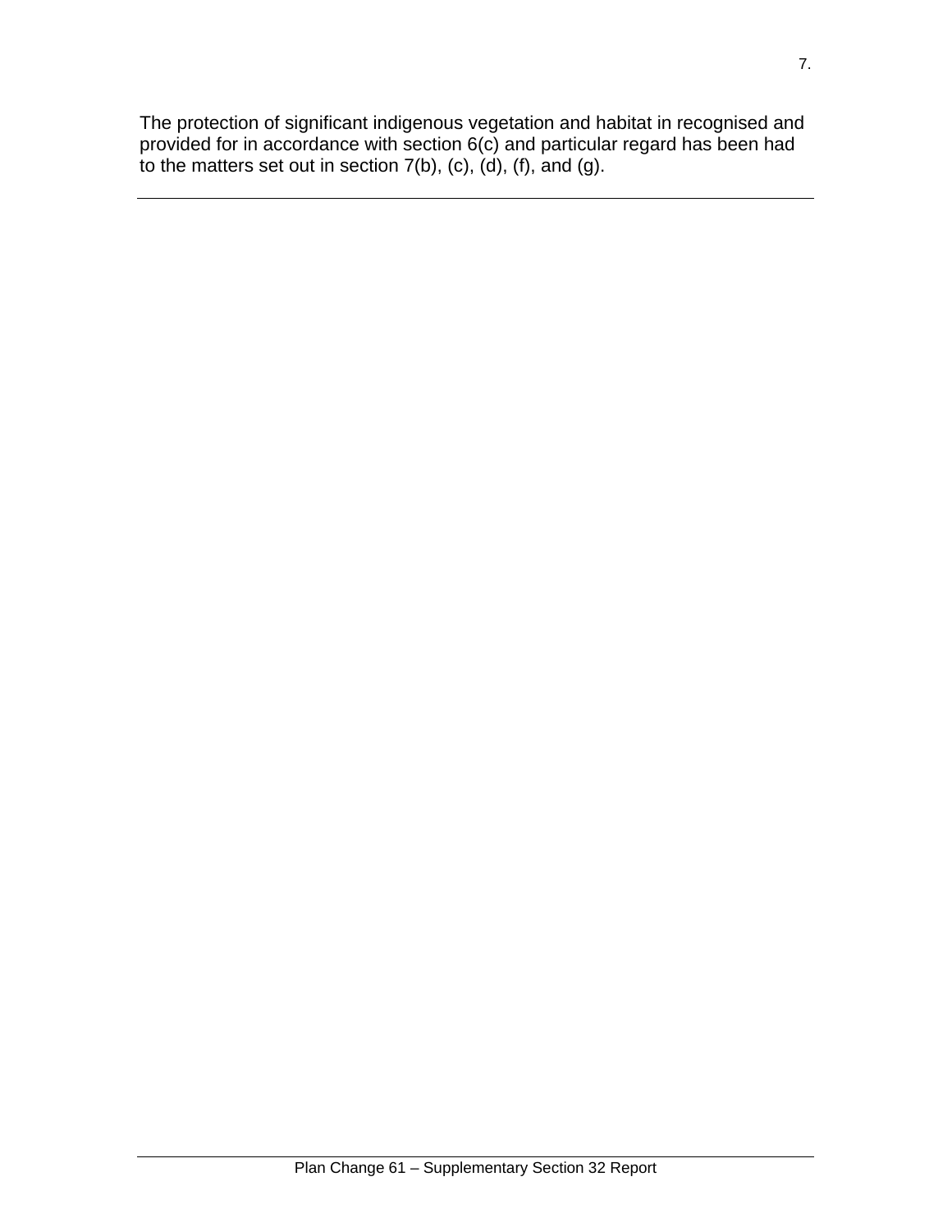The protection of significant indigenous vegetation and habitat in recognised and provided for in accordance with section 6(c) and particular regard has been had to the matters set out in section 7(b), (c), (d), (f), and (g).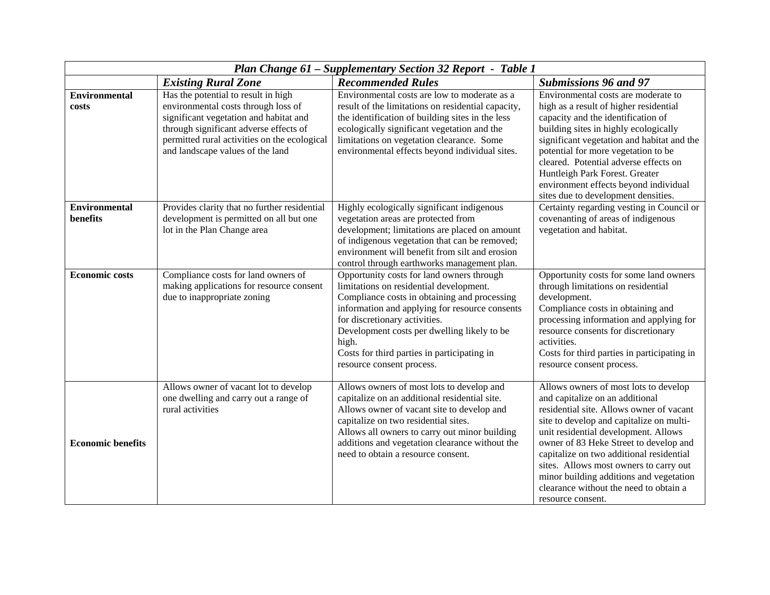| *Plan Change 61 – Supplementary Section 32 Report - Table 1* | | | |
|---|---|---|---|
| | ***Existing Rural Zone*** | ***Recommended Rules*** | ***Submissions 96 and 97*** |
| **Environmental costs** | Has the potential to result in high environmental costs through loss of significant vegetation and habitat and through significant adverse effects of permitted rural activities on the ecological and landscape values of the land | Environmental costs are low to moderate as a result of the limitations on residential capacity, the identification of building sites in the less ecologically significant vegetation and the limitations on vegetation clearance. Some environmental effects beyond individual sites. | Environmental costs are moderate to high as a result of higher residential capacity and the identification of building sites in highly ecologically significant vegetation and habitat and the potential for more vegetation to be cleared. Potential adverse effects on Huntleigh Park Forest. Greater environment effects beyond individual sites due to development densities. |
| **Environmental benefits** | Provides clarity that no further residential development is permitted on all but one lot in the Plan Change area | Highly ecologically significant indigenous vegetation areas are protected from development; limitations are placed on amount of indigenous vegetation that can be removed; environment will benefit from silt and erosion control through earthworks management plan. | Certainty regarding vesting in Council or covenanting of areas of indigenous vegetation and habitat. |
| **Economic costs** | Compliance costs for land owners of making applications for resource consent due to inappropriate zoning | Opportunity costs for land owners through limitations on residential development.<br>Compliance costs in obtaining and processing information and applying for resource consents for discretionary activities.<br>Development costs per dwelling likely to be high.<br>Costs for third parties in participating in resource consent process. | Opportunity costs for some land owners through limitations on residential development.<br>Compliance costs in obtaining and processing information and applying for resource consents for discretionary activities.<br>Costs for third parties in participating in resource consent process. |
| **Economic benefits** | Allows owner of vacant lot to develop one dwelling and carry out a range of rural activities | Allows owners of most lots to develop and capitalize on an additional residential site.<br>Allows owner of vacant site to develop and capitalize on two residential sites.<br>Allows all owners to carry out minor building additions and vegetation clearance without the need to obtain a resource consent. | Allows owners of most lots to develop and capitalize on an additional residential site. Allows owner of vacant site to develop and capitalize on multi-unit residential development. Allows owner of 83 Heke Street to develop and capitalize on two additional residential sites. Allows most owners to carry out minor building additions and vegetation clearance without the need to obtain a resource consent. |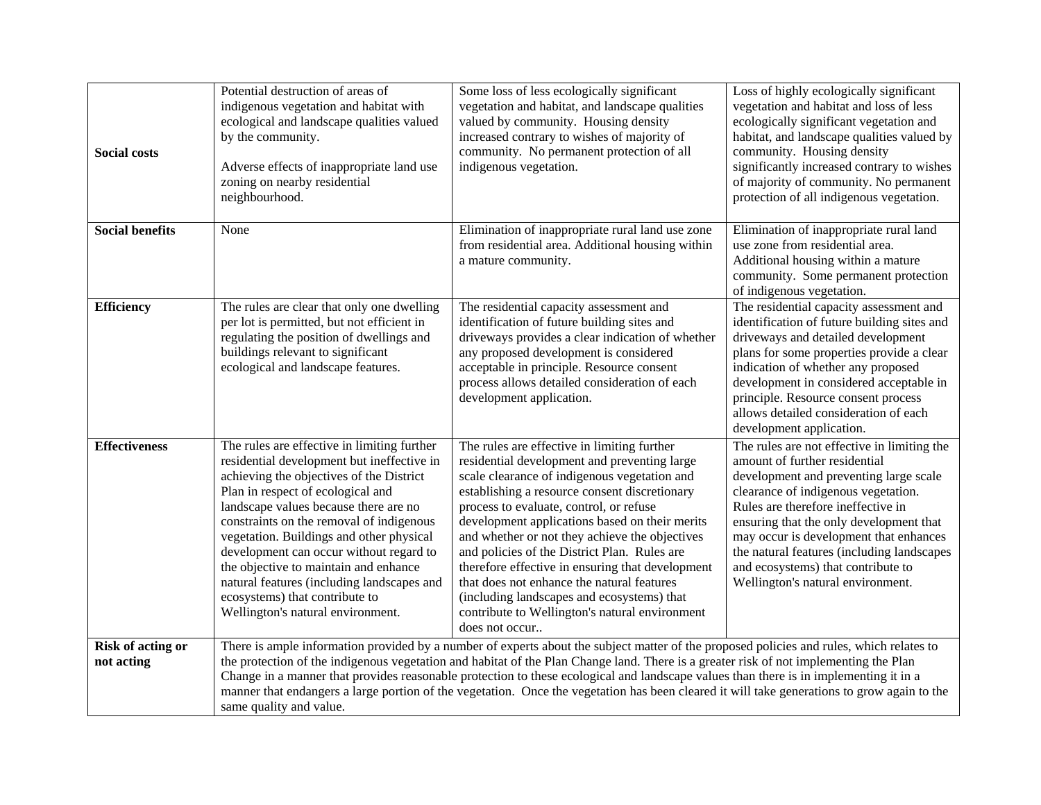| | | | |
|---|---|---|---|
| **Social costs** | Potential destruction of areas of indigenous vegetation and habitat with ecological and landscape qualities valued by the community.<br><br>Adverse effects of inappropriate land use zoning on nearby residential neighbourhood. | Some loss of less ecologically significant vegetation and habitat, and landscape qualities valued by community. Housing density increased contrary to wishes of majority of community. No permanent protection of all indigenous vegetation. | Loss of highly ecologically significant vegetation and habitat and loss of less ecologically significant vegetation and habitat, and landscape qualities valued by community. Housing density significantly increased contrary to wishes of majority of community. No permanent protection of all indigenous vegetation. |
| **Social benefits** | None | Elimination of inappropriate rural land use zone from residential area. Additional housing within a mature community. | Elimination of inappropriate rural land use zone from residential area. Additional housing within a mature community. Some permanent protection of indigenous vegetation. |
| **Efficiency** | The rules are clear that only one dwelling per lot is permitted, but not efficient in regulating the position of dwellings and buildings relevant to significant ecological and landscape features. | The residential capacity assessment and identification of future building sites and driveways provides a clear indication of whether any proposed development is considered acceptable in principle. Resource consent process allows detailed consideration of each development application. | The residential capacity assessment and identification of future building sites and driveways and detailed development plans for some properties provide a clear indication of whether any proposed development in considered acceptable in principle. Resource consent process allows detailed consideration of each development application. |
| **Effectiveness** | The rules are effective in limiting further residential development but ineffective in achieving the objectives of the District Plan in respect of ecological and landscape values because there are no constraints on the removal of indigenous vegetation. Buildings and other physical development can occur without regard to the objective to maintain and enhance natural features (including landscapes and ecosystems) that contribute to Wellington's natural environment. | The rules are effective in limiting further residential development and preventing large scale clearance of indigenous vegetation and establishing a resource consent discretionary process to evaluate, control, or refuse development applications based on their merits and whether or not they achieve the objectives and policies of the District Plan. Rules are therefore effective in ensuring that development that does not enhance the natural features (including landscapes and ecosystems) that contribute to Wellington's natural environment does not occur.. | The rules are not effective in limiting the amount of further residential development and preventing large scale clearance of indigenous vegetation. Rules are therefore ineffective in ensuring that the only development that may occur is development that enhances the natural features (including landscapes and ecosystems) that contribute to Wellington's natural environment. |
| **Risk of acting or not acting** | There is ample information provided by a number of experts about the subject matter of the proposed policies and rules, which relates to the protection of the indigenous vegetation and habitat of the Plan Change land. There is a greater risk of not implementing the Plan Change in a manner that provides reasonable protection to these ecological and landscape values than there is in implementing it in a manner that endangers a large portion of the vegetation. Once the vegetation has been cleared it will take generations to grow again to the same quality and value. | | |